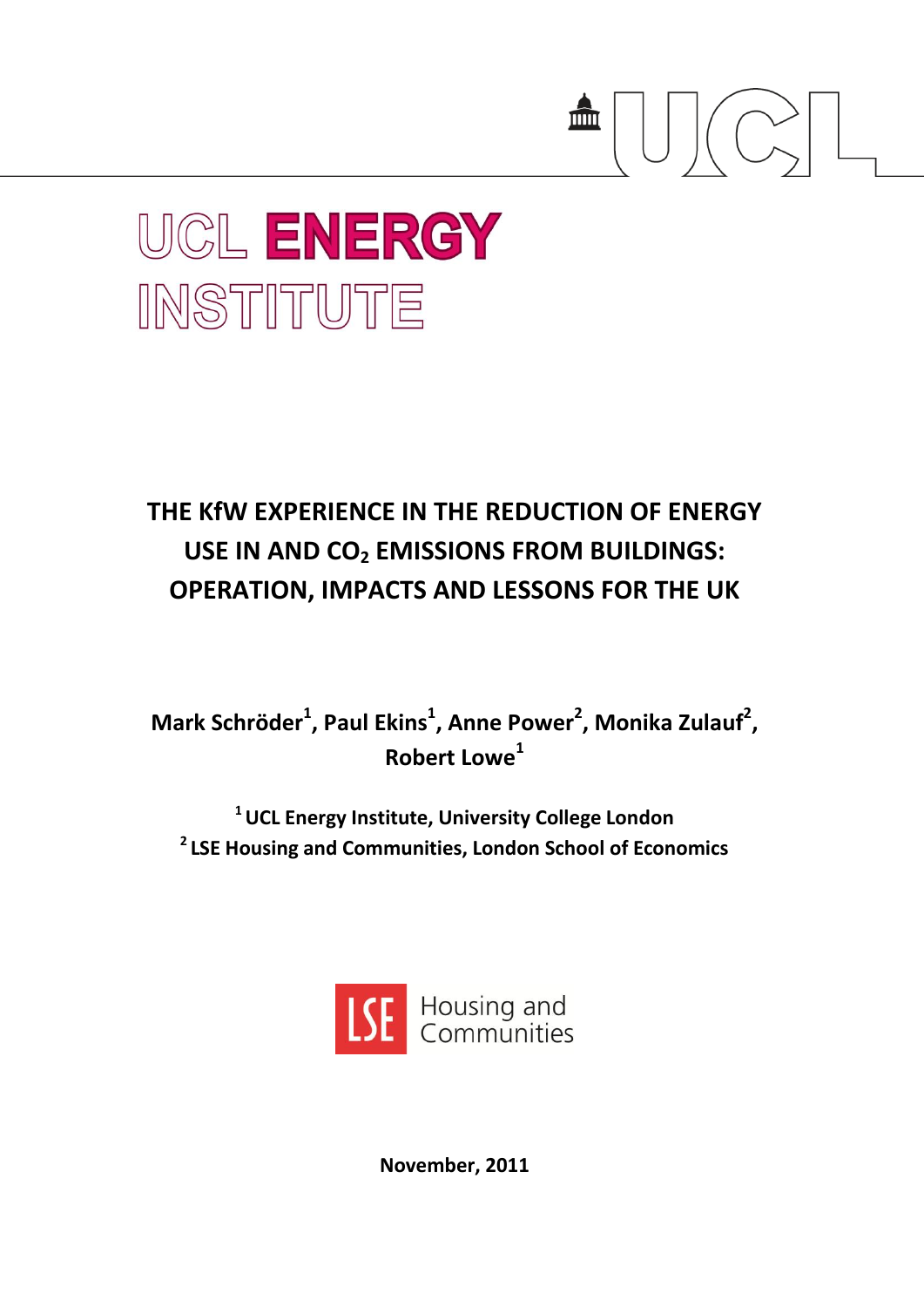UCL ENERGY INSTITUTE

# THE KfW EXPERIENCE IN THE REDUCTION OF ENERGY USE IN AND $CO_2$ EMISSIONS FROM BUILDINGS: OPERATION, IMPACTS AND LESSONS FOR THE UK

**Mark Schröder[1], Paul Ekins[1], Anne Power[2], Monika Zulauf[2], Robert Lowe[1]**

**[1] UCL Energy Institute, University College London**
**[2] LSE Housing and Communities, London School of Economics**

LSE Housing and Communities

**November, 2011**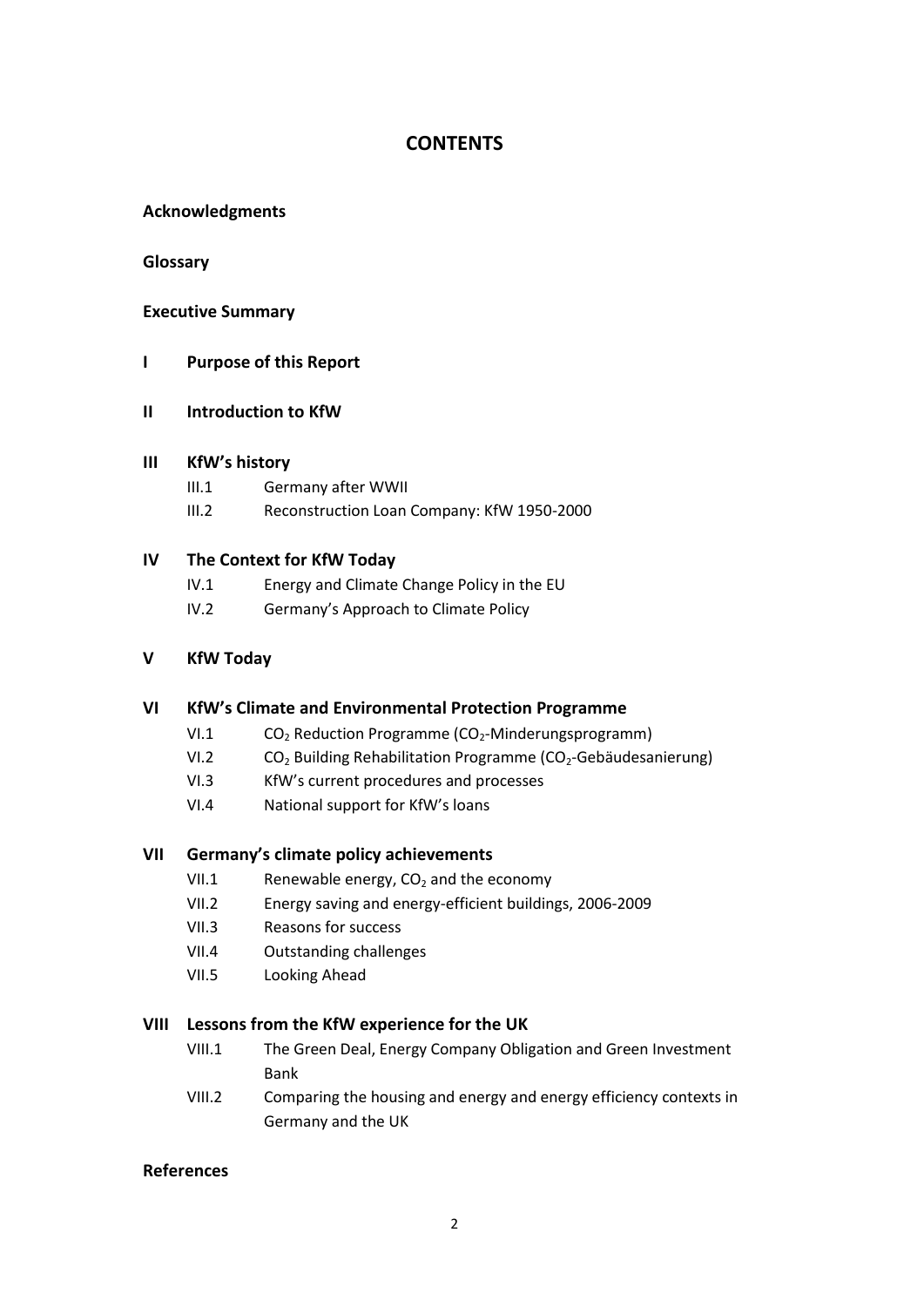# CONTENTS

**Acknowledgments**

**Glossary**

**Executive Summary**

**I Purpose of this Report**

**II Introduction to KfW**

**III KfW's history**

- III.1 Germany after WWII
- III.2 Reconstruction Loan Company: KfW 1950-2000

**IV The Context for KfW Today**

- IV.1 Energy and Climate Change Policy in the EU
- IV.2 Germany's Approach to Climate Policy

**V KfW Today**

**VI KfW's Climate and Environmental Protection Programme**

- VI.1 $CO_2$ Reduction Programme ($CO_2$-Minderungsprogramm)
- VI.2 $CO_2$ Building Rehabilitation Programme ($CO_2$-Gebäudesanierung)
- VI.3 KfW's current procedures and processes
- VI.4 National support for KfW's loans

**VII Germany's climate policy achievements**

- VII.1 Renewable energy, $CO_2$ and the economy
- VII.2 Energy saving and energy-efficient buildings, 2006-2009
- VII.3 Reasons for success
- VII.4 Outstanding challenges
- VII.5 Looking Ahead

**VIII Lessons from the KfW experience for the UK**

- VIII.1 The Green Deal, Energy Company Obligation and Green Investment Bank
- VIII.2 Comparing the housing and energy and energy efficiency contexts in Germany and the UK

**References**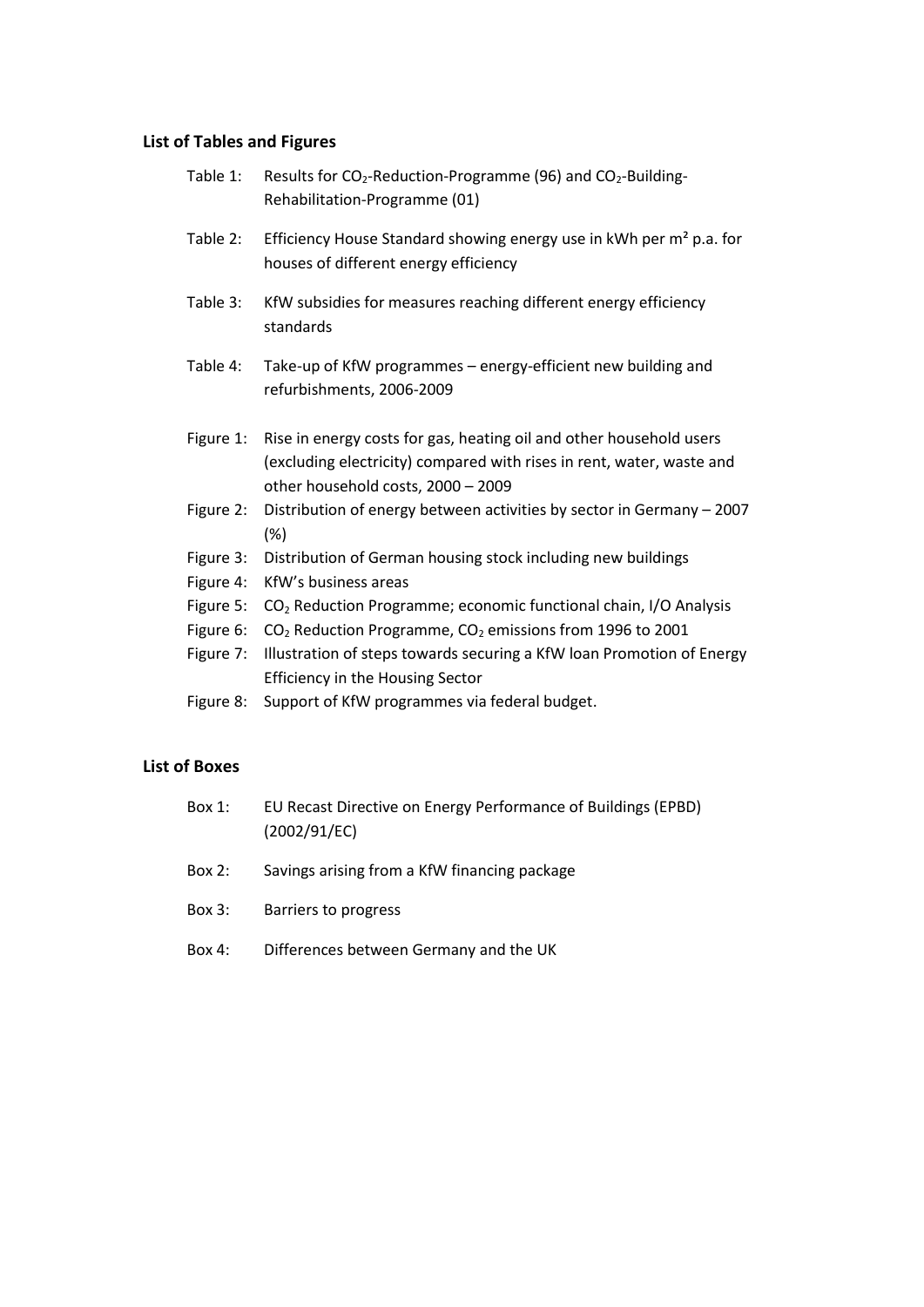## List of Tables and Figures

- Table 1: Results for $CO_2$-Reduction-Programme (96) and $CO_2$-Building-Rehabilitation-Programme (01)
- Table 2: Efficiency House Standard showing energy use in kWh per m² p.a. for houses of different energy efficiency
- Table 3: KfW subsidies for measures reaching different energy efficiency standards
- Table 4: Take-up of KfW programmes – energy-efficient new building and refurbishments, 2006-2009

- Figure 1: Rise in energy costs for gas, heating oil and other household users (excluding electricity) compared with rises in rent, water, waste and other household costs, 2000 – 2009
- Figure 2: Distribution of energy between activities by sector in Germany – 2007 (%)
- Figure 3: Distribution of German housing stock including new buildings
- Figure 4: KfW's business areas
- Figure 5: $CO_2$ Reduction Programme; economic functional chain, I/O Analysis
- Figure 6: $CO_2$ Reduction Programme, $CO_2$ emissions from 1996 to 2001
- Figure 7: Illustration of steps towards securing a KfW loan Promotion of Energy Efficiency in the Housing Sector
- Figure 8: Support of KfW programmes via federal budget.

## List of Boxes

- Box 1: EU Recast Directive on Energy Performance of Buildings (EPBD) (2002/91/EC)
- Box 2: Savings arising from a KfW financing package
- Box 3: Barriers to progress
- Box 4: Differences between Germany and the UK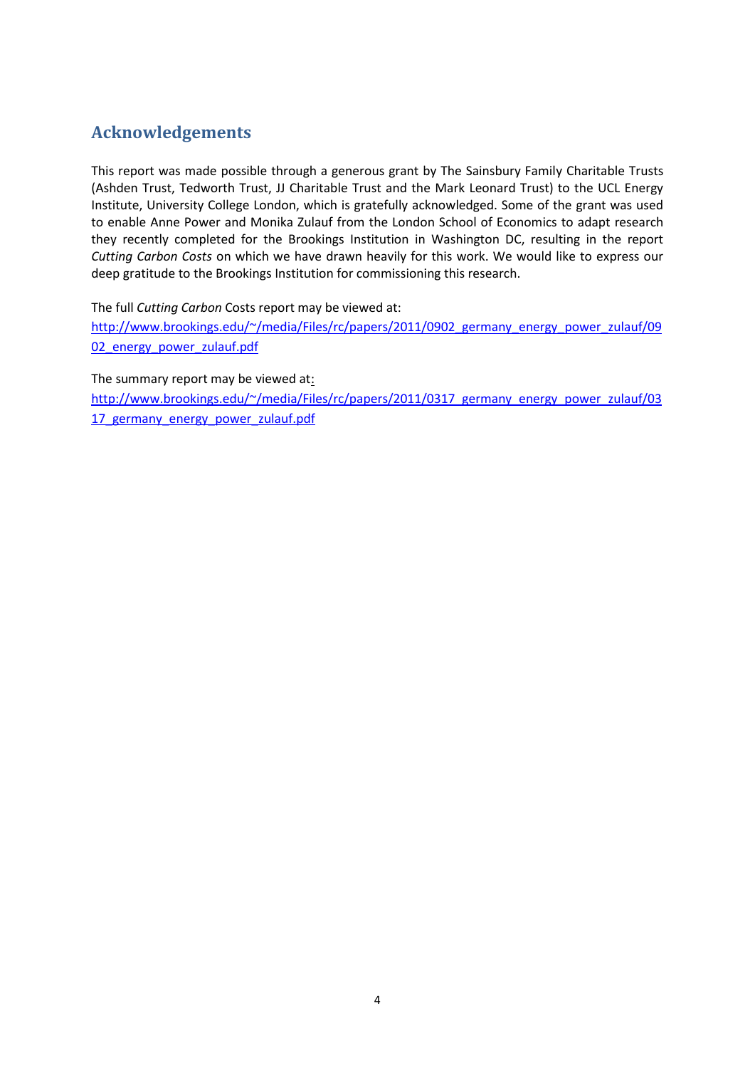## Acknowledgements

This report was made possible through a generous grant by The Sainsbury Family Charitable Trusts (Ashden Trust, Tedworth Trust, JJ Charitable Trust and the Mark Leonard Trust) to the UCL Energy Institute, University College London, which is gratefully acknowledged. Some of the grant was used to enable Anne Power and Monika Zulauf from the London School of Economics to adapt research they recently completed for the Brookings Institution in Washington DC, resulting in the report *Cutting Carbon Costs* on which we have drawn heavily for this work. We would like to express our deep gratitude to the Brookings Institution for commissioning this research.

The full *Cutting Carbon* Costs report may be viewed at:
http://www.brookings.edu/~/media/Files/rc/papers/2011/0902_germany_energy_power_zulauf/0902_energy_power_zulauf.pdf

The summary report may be viewed at:
http://www.brookings.edu/~/media/Files/rc/papers/2011/0317_germany_energy_power_zulauf/0317_germany_energy_power_zulauf.pdf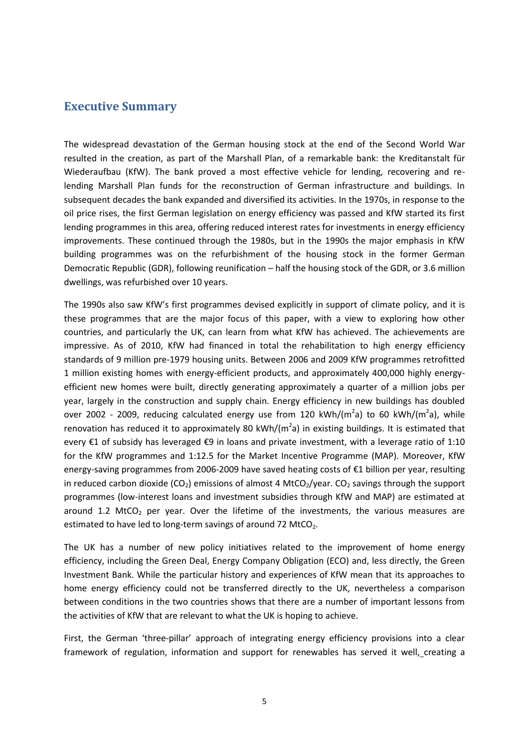## Executive Summary

The widespread devastation of the German housing stock at the end of the Second World War resulted in the creation, as part of the Marshall Plan, of a remarkable bank: the Kreditanstalt für Wiederaufbau (KfW). The bank proved a most effective vehicle for lending, recovering and re-lending Marshall Plan funds for the reconstruction of German infrastructure and buildings. In subsequent decades the bank expanded and diversified its activities. In the 1970s, in response to the oil price rises, the first German legislation on energy efficiency was passed and KfW started its first lending programmes in this area, offering reduced interest rates for investments in energy efficiency improvements. These continued through the 1980s, but in the 1990s the major emphasis in KfW building programmes was on the refurbishment of the housing stock in the former German Democratic Republic (GDR), following reunification – half the housing stock of the GDR, or 3.6 million dwellings, was refurbished over 10 years.

The 1990s also saw KfW's first programmes devised explicitly in support of climate policy, and it is these programmes that are the major focus of this paper, with a view to exploring how other countries, and particularly the UK, can learn from what KfW has achieved. The achievements are impressive. As of 2010, KfW had financed in total the rehabilitation to high energy efficiency standards of 9 million pre-1979 housing units. Between 2006 and 2009 KfW programmes retrofitted 1 million existing homes with energy-efficient products, and approximately 400,000 highly energy-efficient new homes were built, directly generating approximately a quarter of a million jobs per year, largely in the construction and supply chain. Energy efficiency in new buildings has doubled over 2002 - 2009, reducing calculated energy use from 120 kWh/($m^2$a) to 60 kWh/($m^2$a), while renovation has reduced it to approximately 80 kWh/($m^2$a) in existing buildings. It is estimated that every €1 of subsidy has leveraged €9 in loans and private investment, with a leverage ratio of 1:10 for the KfW programmes and 1:12.5 for the Market Incentive Programme (MAP). Moreover, KfW energy-saving programmes from 2006-2009 have saved heating costs of €1 billion per year, resulting in reduced carbon dioxide ($CO_2$) emissions of almost 4 $MtCO_2$/year. $CO_2$ savings through the support programmes (low-interest loans and investment subsidies through KfW and MAP) are estimated at around 1.2 $MtCO_2$ per year. Over the lifetime of the investments, the various measures are estimated to have led to long-term savings of around 72 $MtCO_2$.

The UK has a number of new policy initiatives related to the improvement of home energy efficiency, including the Green Deal, Energy Company Obligation (ECO) and, less directly, the Green Investment Bank. While the particular history and experiences of KfW mean that its approaches to home energy efficiency could not be transferred directly to the UK, nevertheless a comparison between conditions in the two countries shows that there are a number of important lessons from the activities of KfW that are relevant to what the UK is hoping to achieve.

First, the German 'three-pillar' approach of integrating energy efficiency provisions into a clear framework of regulation, information and support for renewables has served it well, creating a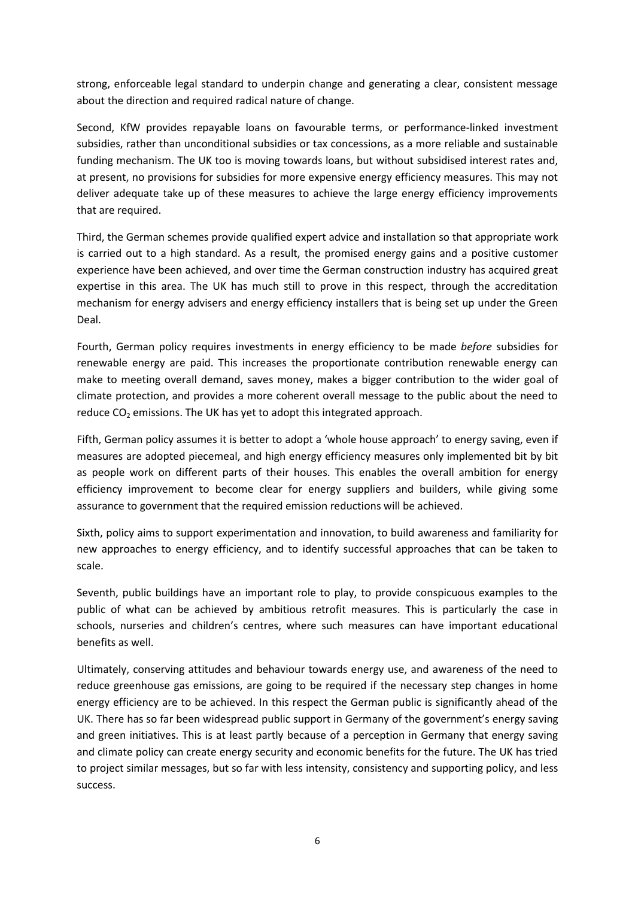strong, enforceable legal standard to underpin change and generating a clear, consistent message about the direction and required radical nature of change.

Second, KfW provides repayable loans on favourable terms, or performance-linked investment subsidies, rather than unconditional subsidies or tax concessions, as a more reliable and sustainable funding mechanism. The UK too is moving towards loans, but without subsidised interest rates and, at present, no provisions for subsidies for more expensive energy efficiency measures. This may not deliver adequate take up of these measures to achieve the large energy efficiency improvements that are required.

Third, the German schemes provide qualified expert advice and installation so that appropriate work is carried out to a high standard. As a result, the promised energy gains and a positive customer experience have been achieved, and over time the German construction industry has acquired great expertise in this area. The UK has much still to prove in this respect, through the accreditation mechanism for energy advisers and energy efficiency installers that is being set up under the Green Deal.

Fourth, German policy requires investments in energy efficiency to be made *before* subsidies for renewable energy are paid. This increases the proportionate contribution renewable energy can make to meeting overall demand, saves money, makes a bigger contribution to the wider goal of climate protection, and provides a more coherent overall message to the public about the need to reduce $CO_2$ emissions. The UK has yet to adopt this integrated approach.

Fifth, German policy assumes it is better to adopt a 'whole house approach' to energy saving, even if measures are adopted piecemeal, and high energy efficiency measures only implemented bit by bit as people work on different parts of their houses. This enables the overall ambition for energy efficiency improvement to become clear for energy suppliers and builders, while giving some assurance to government that the required emission reductions will be achieved.

Sixth, policy aims to support experimentation and innovation, to build awareness and familiarity for new approaches to energy efficiency, and to identify successful approaches that can be taken to scale.

Seventh, public buildings have an important role to play, to provide conspicuous examples to the public of what can be achieved by ambitious retrofit measures. This is particularly the case in schools, nurseries and children's centres, where such measures can have important educational benefits as well.

Ultimately, conserving attitudes and behaviour towards energy use, and awareness of the need to reduce greenhouse gas emissions, are going to be required if the necessary step changes in home energy efficiency are to be achieved. In this respect the German public is significantly ahead of the UK. There has so far been widespread public support in Germany of the government's energy saving and green initiatives. This is at least partly because of a perception in Germany that energy saving and climate policy can create energy security and economic benefits for the future. The UK has tried to project similar messages, but so far with less intensity, consistency and supporting policy, and less success.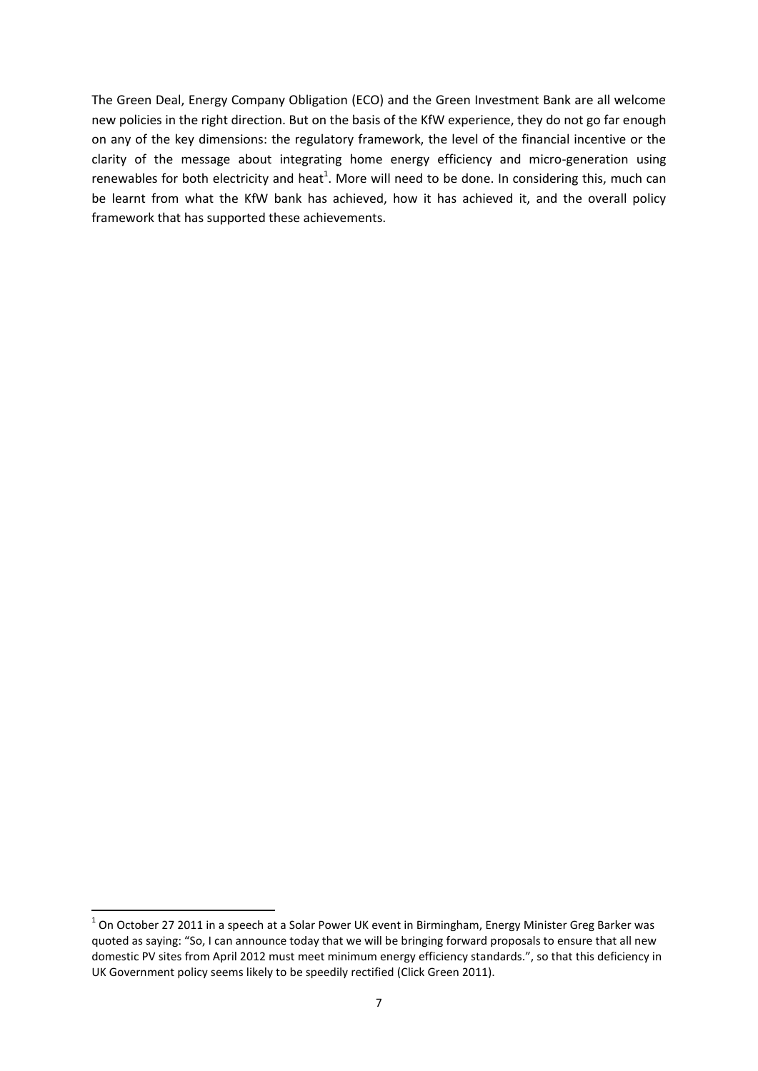The Green Deal, Energy Company Obligation (ECO) and the Green Investment Bank are all welcome new policies in the right direction. But on the basis of the KfW experience, they do not go far enough on any of the key dimensions: the regulatory framework, the level of the financial incentive or the clarity of the message about integrating home energy efficiency and micro-generation using renewables for both electricity and heat[1]. More will need to be done. In considering this, much can be learnt from what the KfW bank has achieved, how it has achieved it, and the overall policy framework that has supported these achievements.

[1] On October 27 2011 in a speech at a Solar Power UK event in Birmingham, Energy Minister Greg Barker was quoted as saying: "So, I can announce today that we will be bringing forward proposals to ensure that all new domestic PV sites from April 2012 must meet minimum energy efficiency standards.", so that this deficiency in UK Government policy seems likely to be speedily rectified (Click Green 2011).